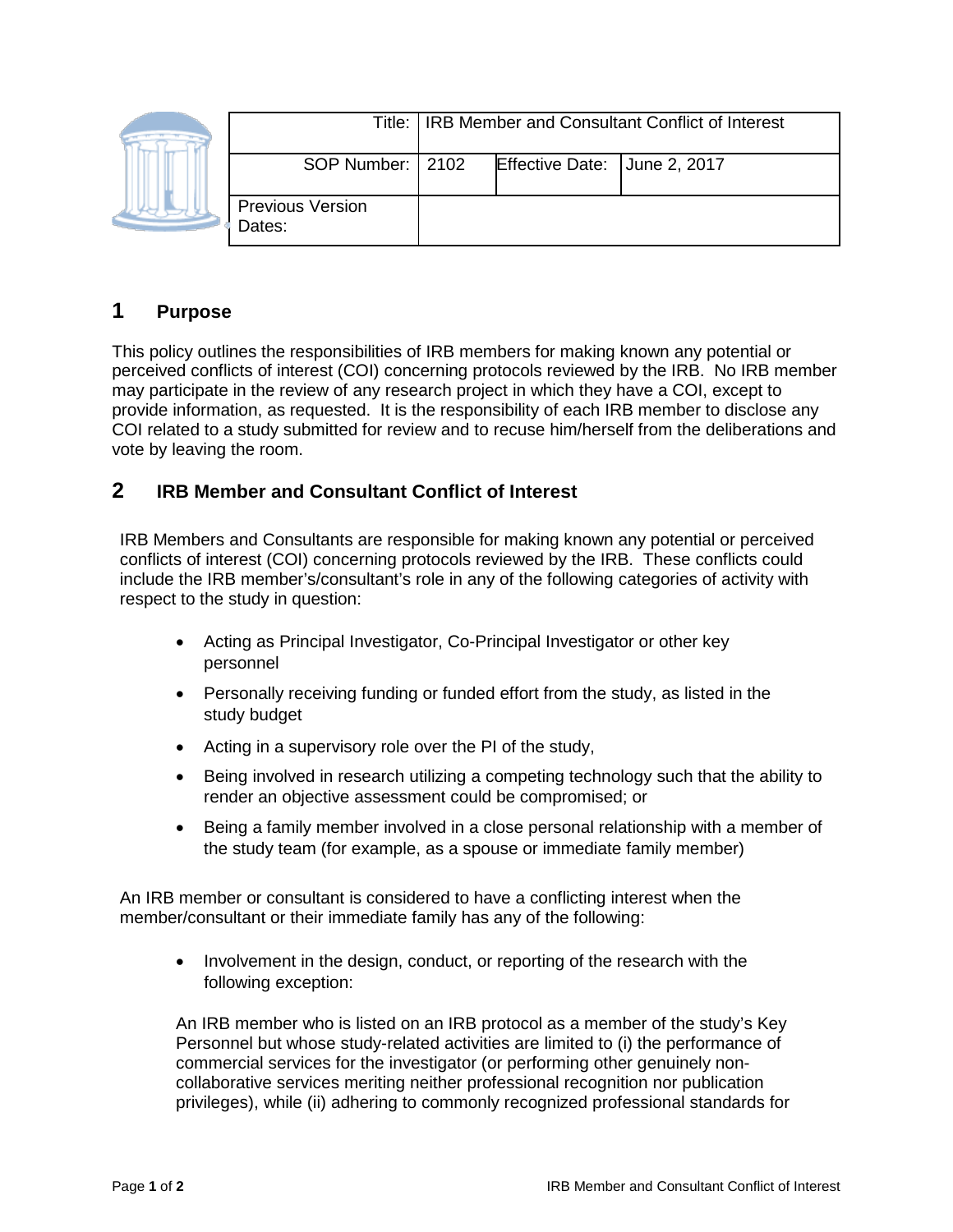| Title: | IRB Member and Consultant Conflict of Interest | | |
|---|---|---|---|
| SOP Number: | 2102 | Effective Date: | June 2, 2017 |
| Previous Version Dates: | | | |

## 1 Purpose

This policy outlines the responsibilities of IRB members for making known any potential or perceived conflicts of interest (COI) concerning protocols reviewed by the IRB. No IRB member may participate in the review of any research project in which they have a COI, except to provide information, as requested. It is the responsibility of each IRB member to disclose any COI related to a study submitted for review and to recuse him/herself from the deliberations and vote by leaving the room.

## 2 IRB Member and Consultant Conflict of Interest

IRB Members and Consultants are responsible for making known any potential or perceived conflicts of interest (COI) concerning protocols reviewed by the IRB. These conflicts could include the IRB member's/consultant's role in any of the following categories of activity with respect to the study in question:

- Acting as Principal Investigator, Co-Principal Investigator or other key personnel
- Personally receiving funding or funded effort from the study, as listed in the study budget
- Acting in a supervisory role over the PI of the study,
- Being involved in research utilizing a competing technology such that the ability to render an objective assessment could be compromised; or
- Being a family member involved in a close personal relationship with a member of the study team (for example, as a spouse or immediate family member)

An IRB member or consultant is considered to have a conflicting interest when the member/consultant or their immediate family has any of the following:

- Involvement in the design, conduct, or reporting of the research with the following exception:

  An IRB member who is listed on an IRB protocol as a member of the study's Key Personnel but whose study-related activities are limited to (i) the performance of commercial services for the investigator (or performing other genuinely non-collaborative services meriting neither professional recognition nor publication privileges), while (ii) adhering to commonly recognized professional standards for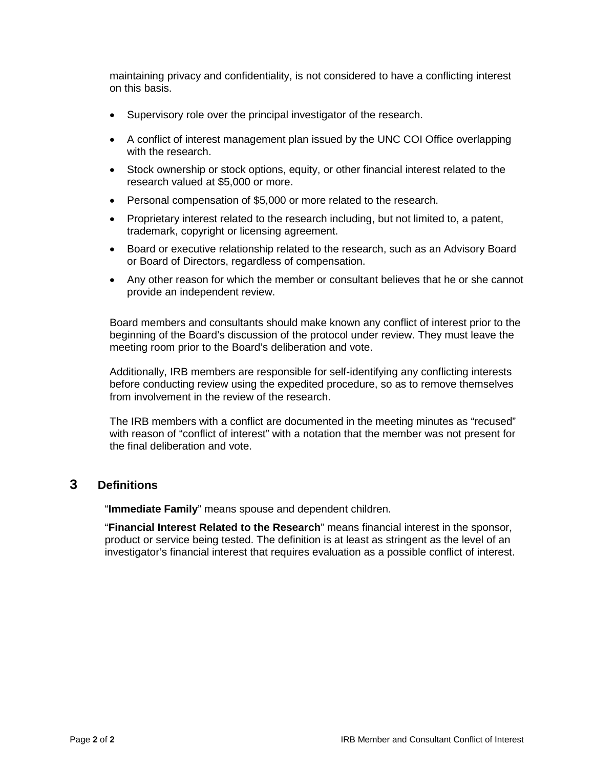maintaining privacy and confidentiality, is not considered to have a conflicting interest on this basis.

- Supervisory role over the principal investigator of the research.
- A conflict of interest management plan issued by the UNC COI Office overlapping with the research.
- Stock ownership or stock options, equity, or other financial interest related to the research valued at $5,000 or more.
- Personal compensation of $5,000 or more related to the research.
- Proprietary interest related to the research including, but not limited to, a patent, trademark, copyright or licensing agreement.
- Board or executive relationship related to the research, such as an Advisory Board or Board of Directors, regardless of compensation.
- Any other reason for which the member or consultant believes that he or she cannot provide an independent review.

Board members and consultants should make known any conflict of interest prior to the beginning of the Board's discussion of the protocol under review. They must leave the meeting room prior to the Board's deliberation and vote.

Additionally, IRB members are responsible for self-identifying any conflicting interests before conducting review using the expedited procedure, so as to remove themselves from involvement in the review of the research.

The IRB members with a conflict are documented in the meeting minutes as "recused" with reason of "conflict of interest" with a notation that the member was not present for the final deliberation and vote.

## 3 Definitions

"**Immediate Family**" means spouse and dependent children.

"**Financial Interest Related to the Research**" means financial interest in the sponsor, product or service being tested. The definition is at least as stringent as the level of an investigator's financial interest that requires evaluation as a possible conflict of interest.